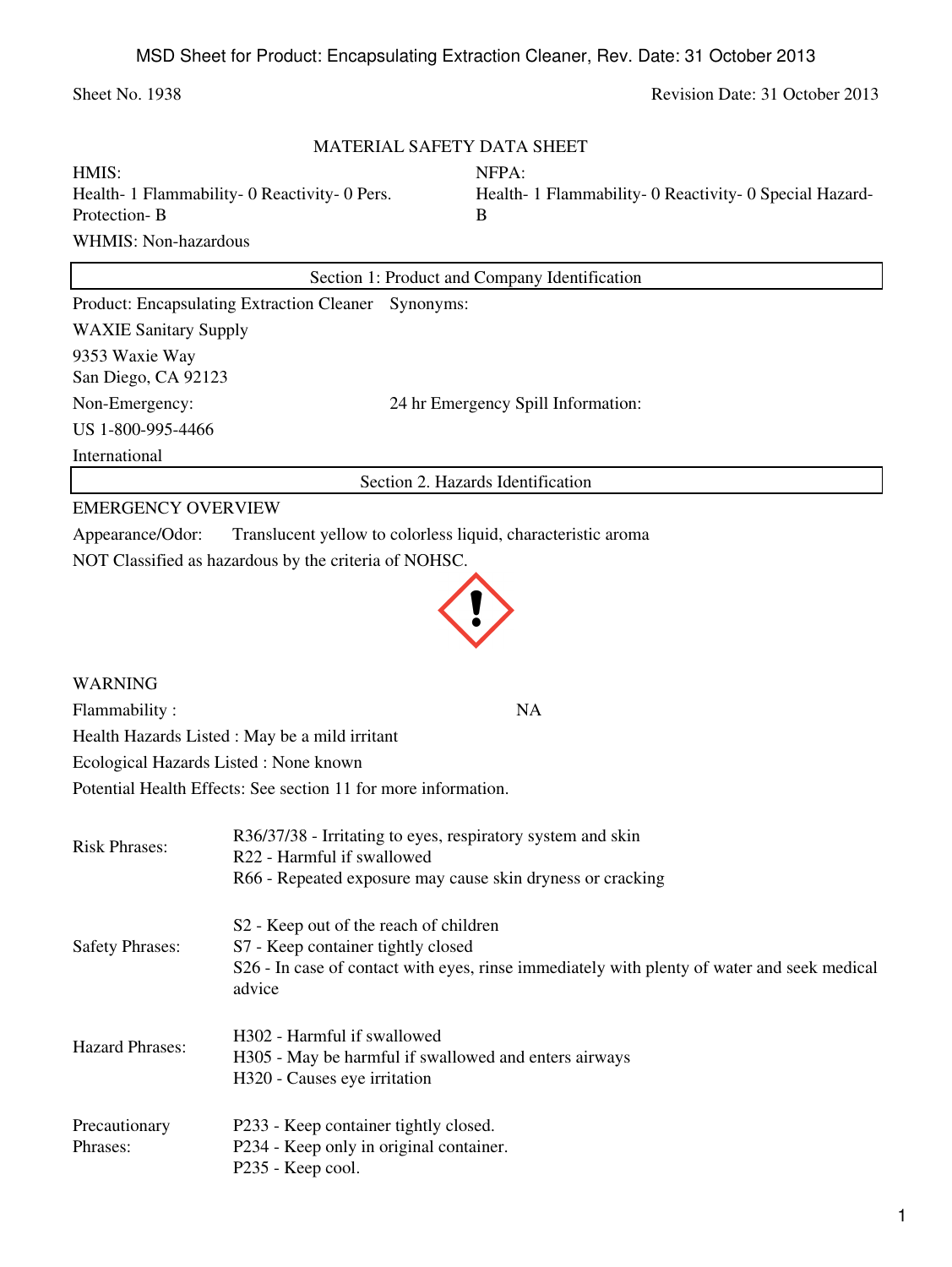Sheet No. 1938 Revision Date: 31 October 2013

# MATERIAL SAFETY DATA SHEET

HMIS:
Health- 1 Flammability- 0 Reactivity- 0 Pers. Protection- B

NFPA:
Health- 1 Flammability- 0 Reactivity- 0 Special Hazard- B

WHMIS: Non-hazardous

## Section 1: Product and Company Identification

Product: Encapsulating Extraction Cleaner Synonyms:

WAXIE Sanitary Supply

9353 Waxie Way
San Diego, CA 92123

Non-Emergency: 24 hr Emergency Spill Information:

US 1-800-995-4466

International

## Section 2. Hazards Identification

EMERGENCY OVERVIEW

Appearance/Odor: Translucent yellow to colorless liquid, characteristic aroma

NOT Classified as hazardous by the criteria of NOHSC.

WARNING

Flammability : NA

Health Hazards Listed : May be a mild irritant

Ecological Hazards Listed : None known

Potential Health Effects: See section 11 for more information.

| | |
|---|---|
| Risk Phrases: | R36/37/38 - Irritating to eyes, respiratory system and skin<br>R22 - Harmful if swallowed<br>R66 - Repeated exposure may cause skin dryness or cracking |
| Safety Phrases: | S2 - Keep out of the reach of children<br>S7 - Keep container tightly closed<br>S26 - In case of contact with eyes, rinse immediately with plenty of water and seek medical advice |
| Hazard Phrases: | H302 - Harmful if swallowed<br>H305 - May be harmful if swallowed and enters airways<br>H320 - Causes eye irritation |
| Precautionary Phrases: | P233 - Keep container tightly closed.<br>P234 - Keep only in original container.<br>P235 - Keep cool. |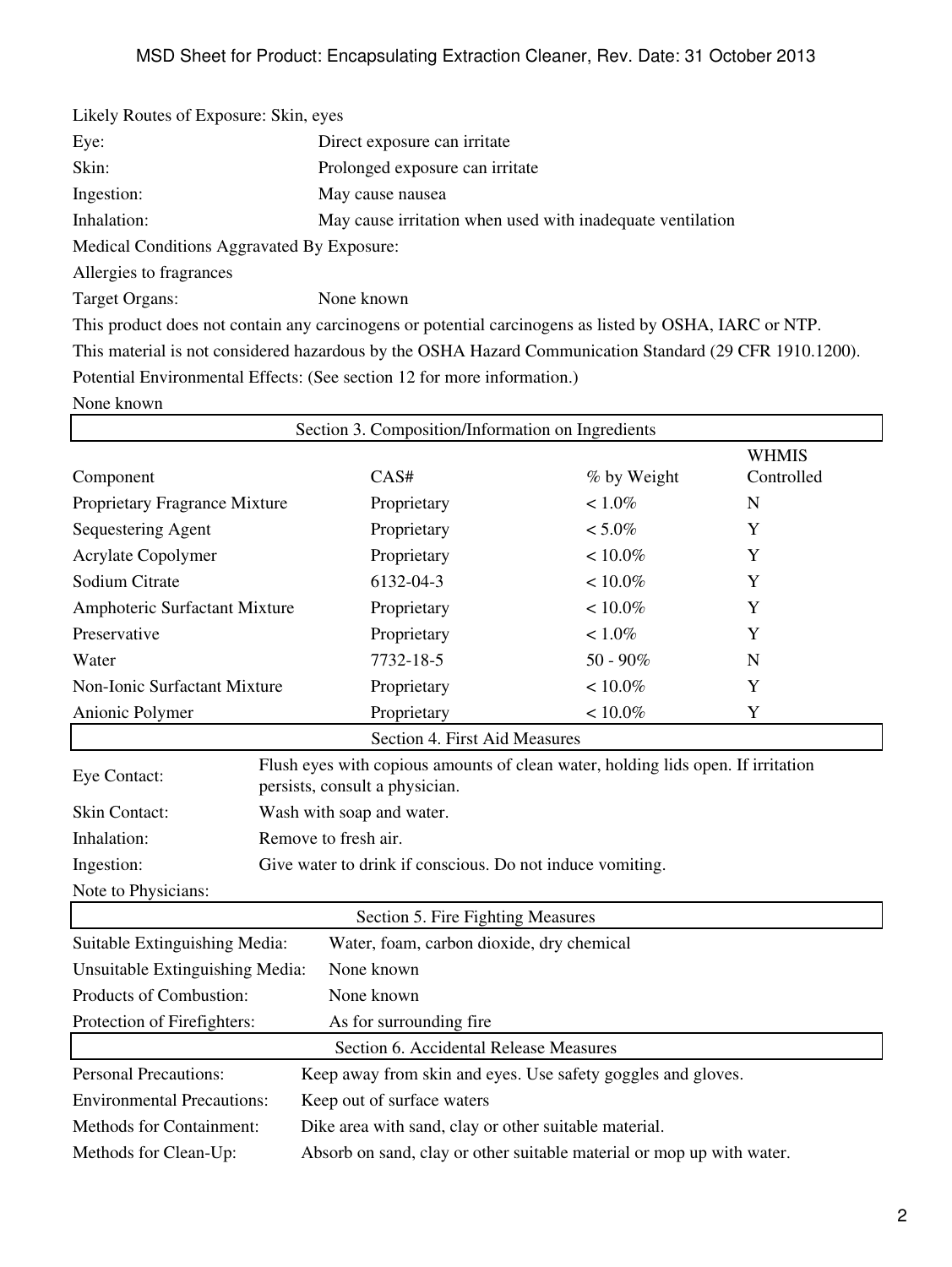Likely Routes of Exposure: Skin, eyes

| | |
|---|---|
| Eye: | Direct exposure can irritate |
| Skin: | Prolonged exposure can irritate |
| Ingestion: | May cause nausea |
| Inhalation: | May cause irritation when used with inadequate ventilation |

Medical Conditions Aggravated By Exposure:

Allergies to fragrances

Target Organs: None known

This product does not contain any carcinogens or potential carcinogens as listed by OSHA, IARC or NTP.

This material is not considered hazardous by the OSHA Hazard Communication Standard (29 CFR 1910.1200).

Potential Environmental Effects: (See section 12 for more information.)

None known

## Section 3. Composition/Information on Ingredients

| Component | CAS# | % by Weight | WHMIS Controlled |
|---|---|---|---|
| Proprietary Fragrance Mixture | Proprietary | < 1.0% | N |
| Sequestering Agent | Proprietary | < 5.0% | Y |
| Acrylate Copolymer | Proprietary | < 10.0% | Y |
| Sodium Citrate | 6132-04-3 | < 10.0% | Y |
| Amphoteric Surfactant Mixture | Proprietary | < 10.0% | Y |
| Preservative | Proprietary | < 1.0% | Y |
| Water | 7732-18-5 | 50 - 90% | N |
| Non-Ionic Surfactant Mixture | Proprietary | < 10.0% | Y |
| Anionic Polymer | Proprietary | < 10.0% | Y |

## Section 4. First Aid Measures

| | |
|---|---|
| Eye Contact: | Flush eyes with copious amounts of clean water, holding lids open. If irritation persists, consult a physician. |
| Skin Contact: | Wash with soap and water. |
| Inhalation: | Remove to fresh air. |
| Ingestion: | Give water to drink if conscious. Do not induce vomiting. |
| Note to Physicians: | |

## Section 5. Fire Fighting Measures

| | |
|---|---|
| Suitable Extinguishing Media: | Water, foam, carbon dioxide, dry chemical |
| Unsuitable Extinguishing Media: | None known |
| Products of Combustion: | None known |
| Protection of Firefighters: | As for surrounding fire |

## Section 6. Accidental Release Measures

| | |
|---|---|
| Personal Precautions: | Keep away from skin and eyes. Use safety goggles and gloves. |
| Environmental Precautions: | Keep out of surface waters |
| Methods for Containment: | Dike area with sand, clay or other suitable material. |
| Methods for Clean-Up: | Absorb on sand, clay or other suitable material or mop up with water. |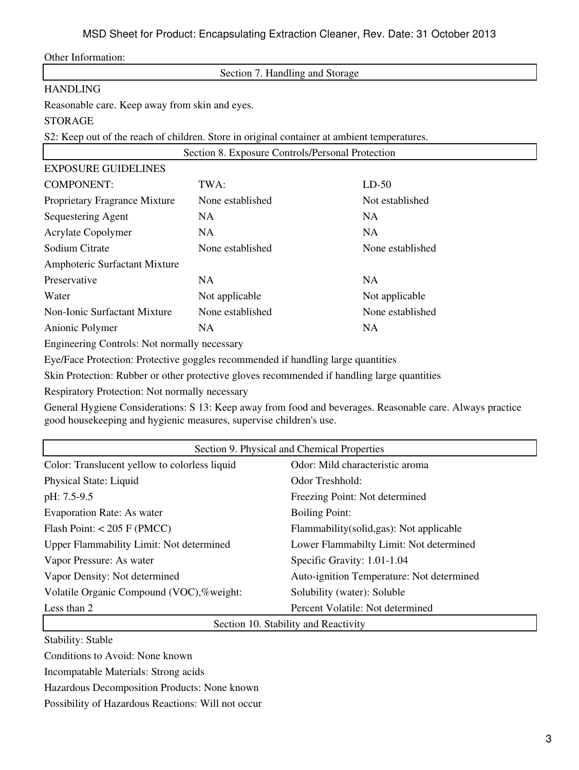Other Information:

## Section 7. Handling and Storage

HANDLING

Reasonable care. Keep away from skin and eyes.

STORAGE

S2: Keep out of the reach of children. Store in original container at ambient temperatures.

## Section 8. Exposure Controls/Personal Protection

EXPOSURE GUIDELINES

| COMPONENT: | TWA: | LD-50 |
|---|---|---|
| Proprietary Fragrance Mixture | None established | Not established |
| Sequestering Agent | NA | NA |
| Acrylate Copolymer | NA | NA |
| Sodium Citrate | None established | None established |
| Amphoteric Surfactant Mixture | | |
| Preservative | NA | NA |
| Water | Not applicable | Not applicable |
| Non-Ionic Surfactant Mixture | None established | None established |
| Anionic Polymer | NA | NA |

Engineering Controls: Not normally necessary

Eye/Face Protection: Protective goggles recommended if handling large quantities

Skin Protection: Rubber or other protective gloves recommended if handling large quantities

Respiratory Protection: Not normally necessary

General Hygiene Considerations: S 13: Keep away from food and beverages. Reasonable care. Always practice good housekeeping and hygienic measures, supervise children's use.

## Section 9. Physical and Chemical Properties

| | |
|---|---|
| Color: Translucent yellow to colorless liquid | Odor: Mild characteristic aroma |
| Physical State: Liquid | Odor Treshhold: |
| pH: 7.5-9.5 | Freezing Point: Not determined |
| Evaporation Rate: As water | Boiling Point: |
| Flash Point: < 205 F (PMCC) | Flammability(solid,gas): Not applicable |
| Upper Flammability Limit: Not determined | Lower Flammabilty Limit: Not determined |
| Vapor Pressure: As water | Specific Gravity: 1.01-1.04 |
| Vapor Density: Not determined | Auto-ignition Temperature: Not determined |
| Volatile Organic Compound (VOC),%weight: Less than 2 | Solubility (water): Soluble |
| | Percent Volatile: Not determined |

## Section 10. Stability and Reactivity

Stability: Stable

Conditions to Avoid: None known

Incompatable Materials: Strong acids

Hazardous Decomposition Products: None known

Possibility of Hazardous Reactions: Will not occur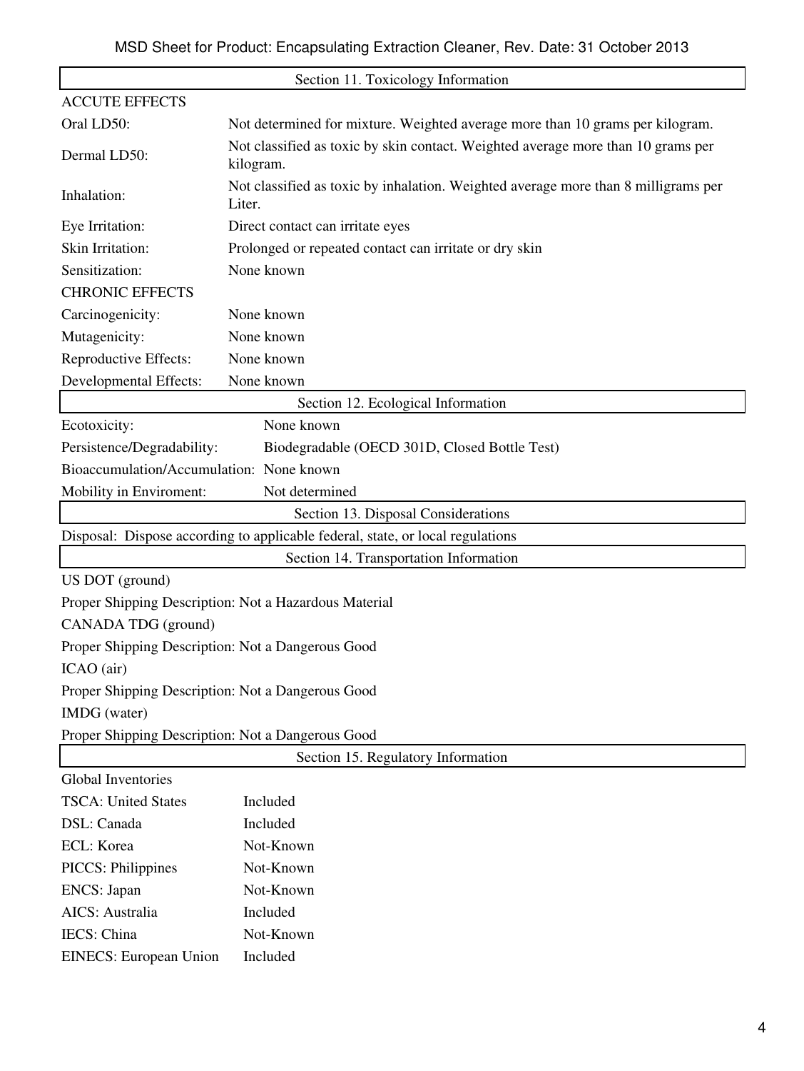## Section 11. Toxicology Information

| ACCUTE EFFECTS | |
|---|---|
| Oral LD50: | Not determined for mixture. Weighted average more than 10 grams per kilogram. |
| Dermal LD50: | Not classified as toxic by skin contact. Weighted average more than 10 grams per kilogram. |
| Inhalation: | Not classified as toxic by inhalation. Weighted average more than 8 milligrams per Liter. |
| Eye Irritation: | Direct contact can irritate eyes |
| Skin Irritation: | Prolonged or repeated contact can irritate or dry skin |
| Sensitization: | None known |
| **CHRONIC EFFECTS** | |
| Carcinogenicity: | None known |
| Mutagenicity: | None known |
| Reproductive Effects: | None known |
| Developmental Effects: | None known |

## Section 12. Ecological Information

| | |
|---|---|
| Ecotoxicity: | None known |
| Persistence/Degradability: | Biodegradable (OECD 301D, Closed Bottle Test) |
| Bioaccumulation/Accumulation: | None known |
| Mobility in Enviroment: | Not determined |

## Section 13. Disposal Considerations

Disposal: Dispose according to applicable federal, state, or local regulations

## Section 14. Transportation Information

US DOT (ground)

Proper Shipping Description: Not a Hazardous Material

CANADA TDG (ground)

Proper Shipping Description: Not a Dangerous Good

ICAO (air)

Proper Shipping Description: Not a Dangerous Good

IMDG (water)

Proper Shipping Description: Not a Dangerous Good

## Section 15. Regulatory Information

Global Inventories

| | |
|---|---|
| TSCA: United States | Included |
| DSL: Canada | Included |
| ECL: Korea | Not-Known |
| PICCS: Philippines | Not-Known |
| ENCS: Japan | Not-Known |
| AICS: Australia | Included |
| IECS: China | Not-Known |
| EINECS: European Union | Included |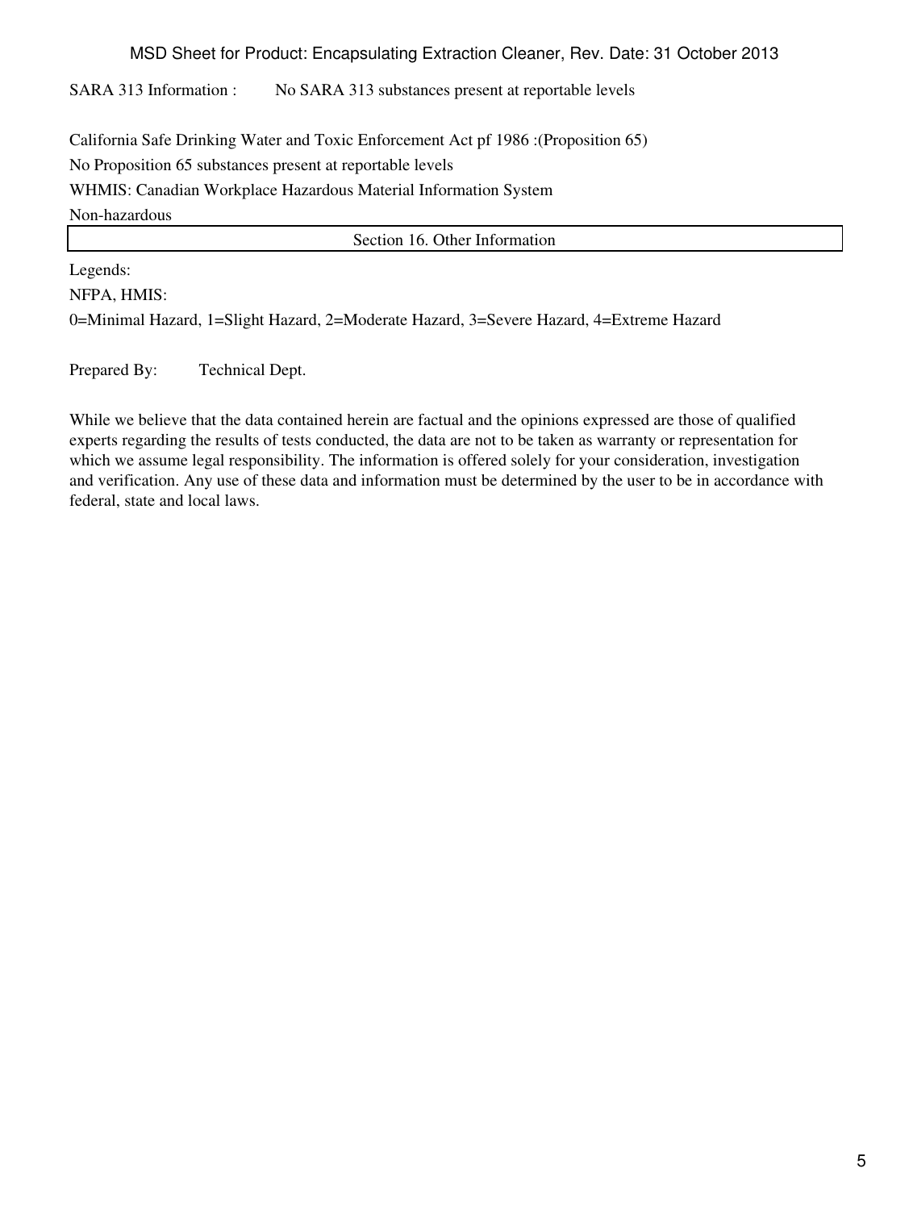SARA 313 Information : No SARA 313 substances present at reportable levels

California Safe Drinking Water and Toxic Enforcement Act pf 1986 :(Proposition 65)

No Proposition 65 substances present at reportable levels

WHMIS: Canadian Workplace Hazardous Material Information System

Non-hazardous

## Section 16. Other Information

Legends:

NFPA, HMIS:

0=Minimal Hazard, 1=Slight Hazard, 2=Moderate Hazard, 3=Severe Hazard, 4=Extreme Hazard

Prepared By: Technical Dept.

While we believe that the data contained herein are factual and the opinions expressed are those of qualified experts regarding the results of tests conducted, the data are not to be taken as warranty or representation for which we assume legal responsibility. The information is offered solely for your consideration, investigation and verification. Any use of these data and information must be determined by the user to be in accordance with federal, state and local laws.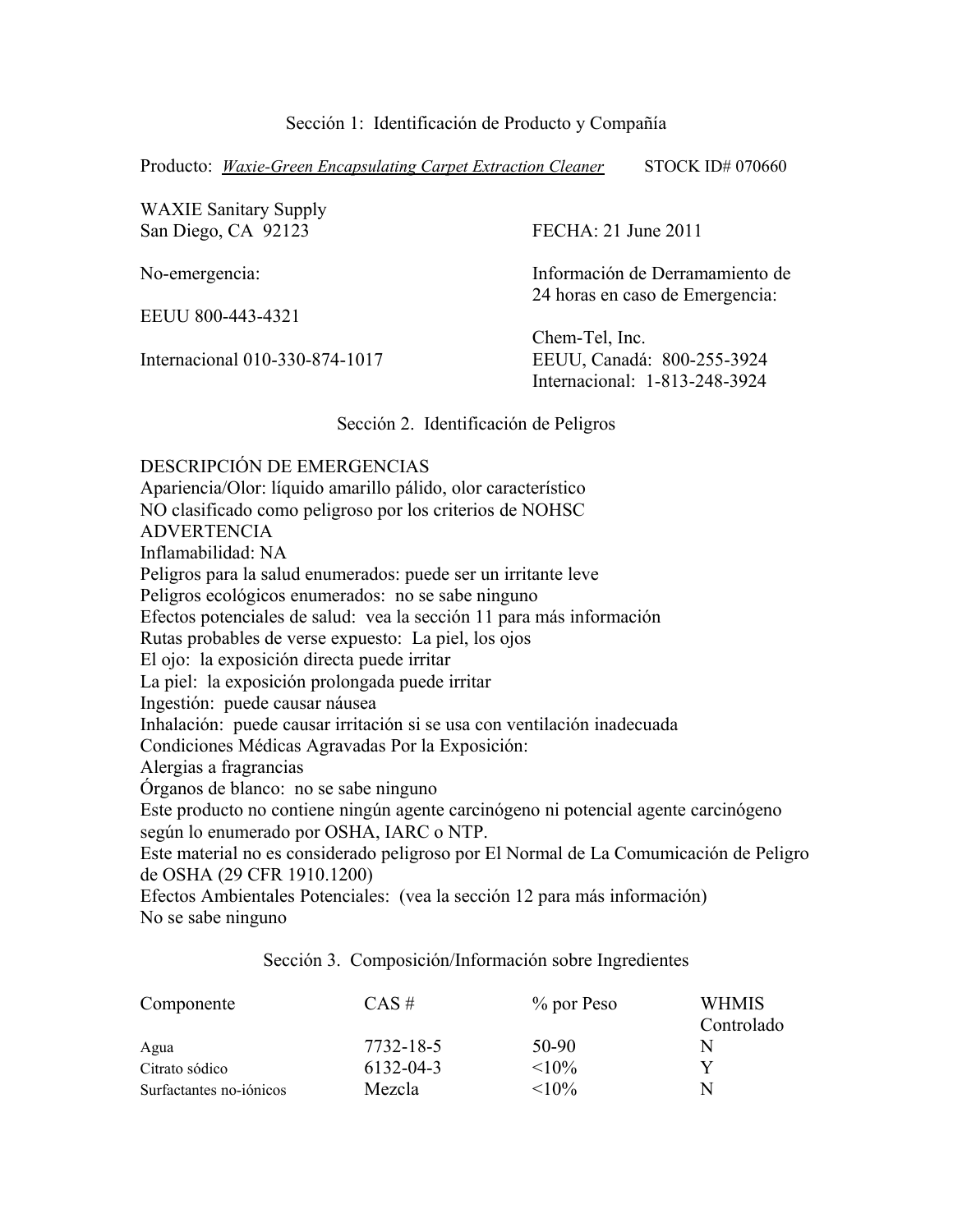## Sección 1: Identificación de Producto y Compañía

Producto: *Waxie-Green Encapsulating Carpet Extraction Cleaner* STOCK ID# 070660

WAXIE Sanitary Supply
San Diego, CA 92123

FECHA: 21 June 2011

No-emergencia:

EEUU 800-443-4321

Internacional 010-330-874-1017

Información de Derramamiento de 24 horas en caso de Emergencia:

Chem-Tel, Inc.
EEUU, Canadá: 800-255-3924
Internacional: 1-813-248-3924

## Sección 2. Identificación de Peligros

DESCRIPCIÓN DE EMERGENCIAS
Apariencia/Olor: líquido amarillo pálido, olor característico
NO clasificado como peligroso por los criterios de NOHSC
ADVERTENCIA
Inflamabilidad: NA
Peligros para la salud enumerados: puede ser un irritante leve
Peligros ecológicos enumerados: no se sabe ninguno
Efectos potenciales de salud: vea la sección 11 para más información
Rutas probables de verse expuesto: La piel, los ojos
El ojo: la exposición directa puede irritar
La piel: la exposición prolongada puede irritar
Ingestión: puede causar náusea
Inhalación: puede causar irritación si se usa con ventilación inadecuada
Condiciones Médicas Agravadas Por la Exposición:
Alergias a fragrancias
Órganos de blanco: no se sabe ninguno
Este producto no contiene ningún agente carcinógeno ni potencial agente carcinógeno según lo enumerado por OSHA, IARC o NTP.
Este material no es considerado peligroso por El Normal de La Comumicación de Peligro de OSHA (29 CFR 1910.1200)
Efectos Ambientales Potenciales: (vea la sección 12 para más información)
No se sabe ninguno

## Sección 3. Composición/Información sobre Ingredientes

| Componente | CAS # | % por Peso | WHMIS Controlado |
|---|---|---|---|
| Agua | 7732-18-5 | 50-90 | N |
| Citrato sódico | 6132-04-3 | <10% | Y |
| Surfactantes no-iónicos | Mezcla | <10% | N |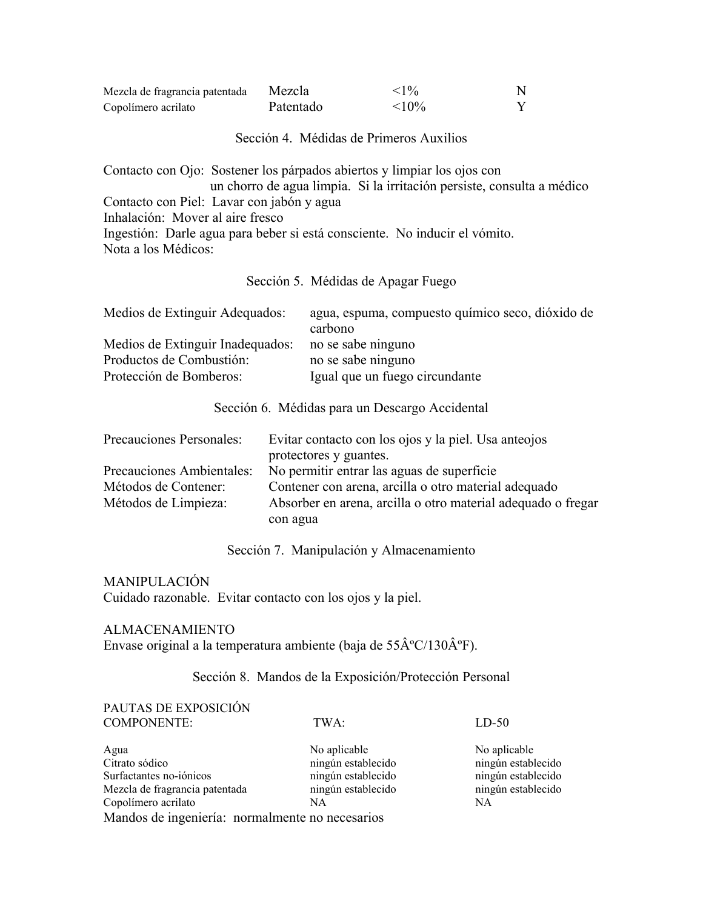| | | | |
|---|---|---|---|
| Mezcla de fragrancia patentada | Mezcla | <1% | N |
| Copolímero acrilato | Patentado | <10% | Y |

## Sección 4. Médidas de Primeros Auxilios

Contacto con Ojo: Sostener los párpados abiertos y limpiar los ojos con un chorro de agua limpia. Si la irritación persiste, consulta a médico
Contacto con Piel: Lavar con jabón y agua
Inhalación: Mover al aire fresco
Ingestión: Darle agua para beber si está consciente. No inducir el vómito.
Nota a los Médicos:

## Sección 5. Médidas de Apagar Fuego

| | |
|---|---|
| Medios de Extinguir Adequados: | agua, espuma, compuesto químico seco, dióxido de carbono |
| Medios de Extinguir Inadequados: | no se sabe ninguno |
| Productos de Combustión: | no se sabe ninguno |
| Protección de Bomberos: | Igual que un fuego circundante |

## Sección 6. Médidas para un Descargo Accidental

| | |
|---|---|
| Precauciones Personales: | Evitar contacto con los ojos y la piel. Usa anteojos protectores y guantes. |
| Precauciones Ambientales: | No permitir entrar las aguas de superficie |
| Métodos de Contener: | Contener con arena, arcilla o otro material adequado |
| Métodos de Limpieza: | Absorber en arena, arcilla o otro material adequado o fregar con agua |

## Sección 7. Manipulación y Almacenamiento

MANIPULACIÓN
Cuidado razonable. Evitar contacto con los ojos y la piel.

ALMACENAMIENTO
Envase original a la temperatura ambiente (baja de 55ÂºC/130ÂºF).

## Sección 8. Mandos de la Exposición/Protección Personal

PAUTAS DE EXPOSICIÓN

| COMPONENTE: | TWA: | LD-50 |
|---|---|---|
| Agua | No aplicable | No aplicable |
| Citrato sódico | ningún establecido | ningún establecido |
| Surfactantes no-iónicos | ningún establecido | ningún establecido |
| Mezcla de fragrancia patentada | ningún establecido | ningún establecido |
| Copolímero acrilato | NA | NA |

Mandos de ingeniería: normalmente no necesarios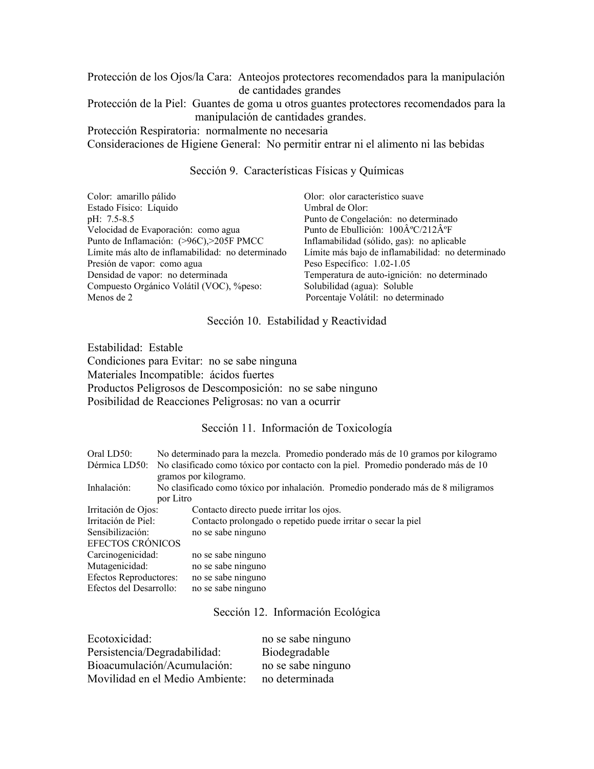Protección de los Ojos/la Cara: Anteojos protectores recomendados para la manipulación de cantidades grandes

Protección de la Piel: Guantes de goma u otros guantes protectores recomendados para la manipulación de cantidades grandes.

Protección Respiratoria: normalmente no necesaria

Consideraciones de Higiene General: No permitir entrar ni el alimento ni las bebidas

## Sección 9. Características Físicas y Químicas

| | |
|---|---|
| Color: amarillo pálido | Olor: olor característico suave |
| Estado Físico: Líquido | Umbral de Olor: |
| pH: 7.5-8.5 | Punto de Congelación: no determinado |
| Velocidad de Evaporación: como agua | Punto de Ebullición: 100ÂºC/212ÂºF |
| Punto de Inflamación: (>96C),>205F PMCC | Inflamabilidad (sólido, gas): no aplicable |
| Límite más alto de inflamabilidad: no determinado | Límite más bajo de inflamabilidad: no determinado |
| Presión de vapor: como agua | Peso Específico: 1.02-1.05 |
| Densidad de vapor: no determinada | Temperatura de auto-ignición: no determinado |
| Compuesto Orgánico Volátil (VOC), %peso: Menos de 2 | Solubilidad (agua): Soluble |
| | Porcentaje Volátil: no determinado |

## Sección 10. Estabilidad y Reactividad

Estabilidad: Estable

Condiciones para Evitar: no se sabe ninguna

Materiales Incompatible: ácidos fuertes

Productos Peligrosos de Descomposición: no se sabe ninguno

Posibilidad de Reacciones Peligrosas: no van a ocurrir

## Sección 11. Información de Toxicología

Oral LD50: No determinado para la mezcla. Promedio ponderado más de 10 gramos por kilogramo

Dérmica LD50: No clasificado como tóxico por contacto con la piel. Promedio ponderado más de 10 gramos por kilogramo.

Inhalación: No clasificado como tóxico por inhalación. Promedio ponderado más de 8 miligramos por Litro

Irritación de Ojos: Contacto directo puede irritar los ojos.

Irritación de Piel: Contacto prolongado o repetido puede irritar o secar la piel

Sensibilización: no se sabe ninguno

EFECTOS CRÓNICOS

Carcinogenicidad: no se sabe ninguno

Mutagenicidad: no se sabe ninguno

Efectos Reproductores: no se sabe ninguno

Efectos del Desarrollo: no se sabe ninguno

## Sección 12. Información Ecológica

| | |
|---|---|
| Ecotoxicidad: | no se sabe ninguno |
| Persistencia/Degradabilidad: | Biodegradable |
| Bioacumulación/Acumulación: | no se sabe ninguno |
| Movilidad en el Medio Ambiente: | no determinada |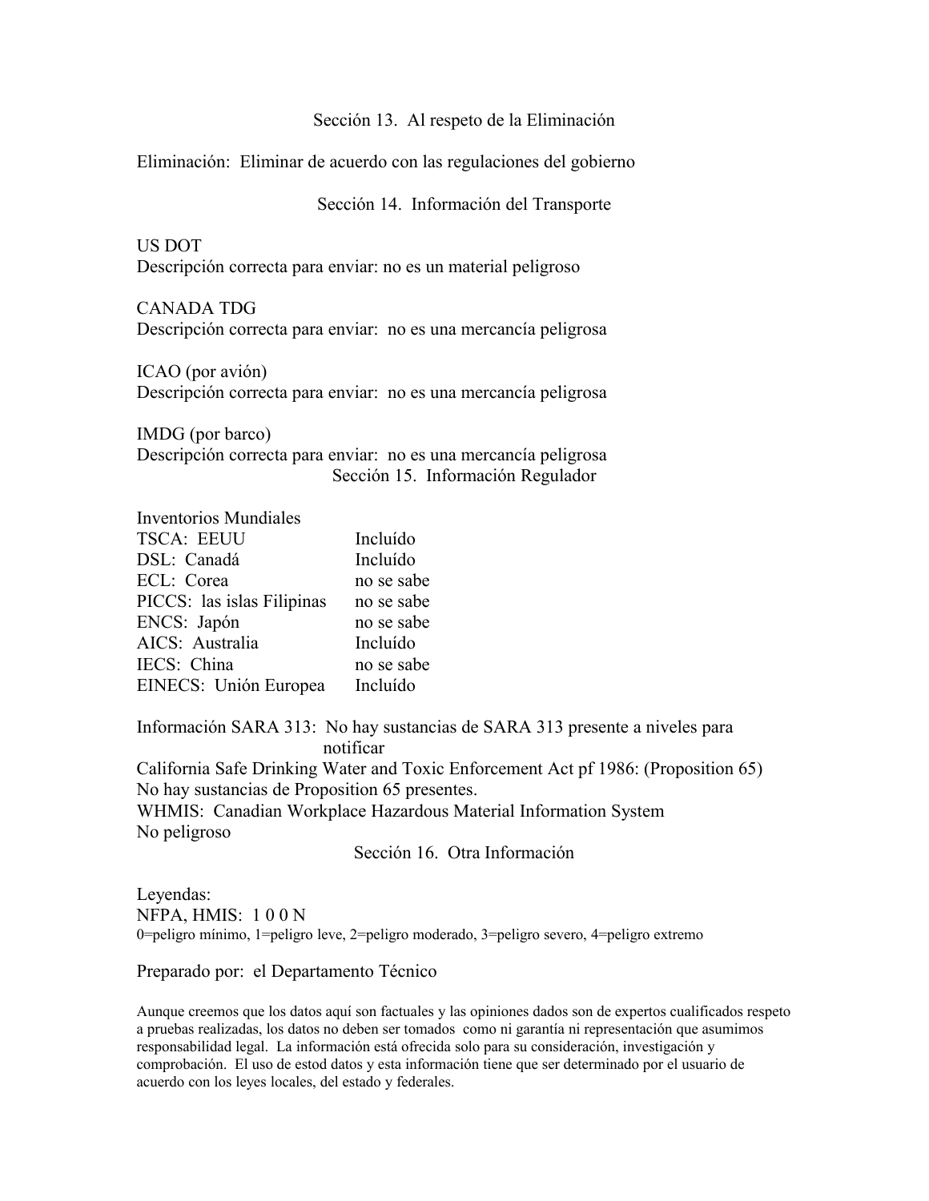## Sección 13. Al respeto de la Eliminación

Eliminación: Eliminar de acuerdo con las regulaciones del gobierno

## Sección 14. Información del Transporte

US DOT
Descripción correcta para enviar: no es un material peligroso

CANADA TDG
Descripción correcta para enviar: no es una mercancía peligrosa

ICAO (por avión)
Descripción correcta para enviar: no es una mercancía peligrosa

IMDG (por barco)
Descripción correcta para enviar: no es una mercancía peligrosa

## Sección 15. Información Regulador

Inventorios Mundiales

| | |
|---|---|
| TSCA: EEUU | Incluído |
| DSL: Canadá | Incluído |
| ECL: Corea | no se sabe |
| PICCS: las islas Filipinas | no se sabe |
| ENCS: Japón | no se sabe |
| AICS: Australia | Incluído |
| IECS: China | no se sabe |
| EINECS: Unión Europea | Incluído |

Información SARA 313: No hay sustancias de SARA 313 presente a niveles para notificar

California Safe Drinking Water and Toxic Enforcement Act pf 1986: (Proposition 65)
No hay sustancias de Proposition 65 presentes.

WHMIS: Canadian Workplace Hazardous Material Information System
No peligroso

## Sección 16. Otra Información

Leyendas:
NFPA, HMIS: 1 0 0 N
0=peligro mínimo, 1=peligro leve, 2=peligro moderado, 3=peligro severo, 4=peligro extremo

Preparado por: el Departamento Técnico

Aunque creemos que los datos aquí son factuales y las opiniones dados son de expertos cualificados respeto a pruebas realizadas, los datos no deben ser tomados como ni garantía ni representación que asumimos responsabilidad legal. La información está ofrecida solo para su consideración, investigación y comprobación. El uso de estod datos y esta información tiene que ser determinado por el usuario de acuerdo con los leyes locales, del estado y federales.